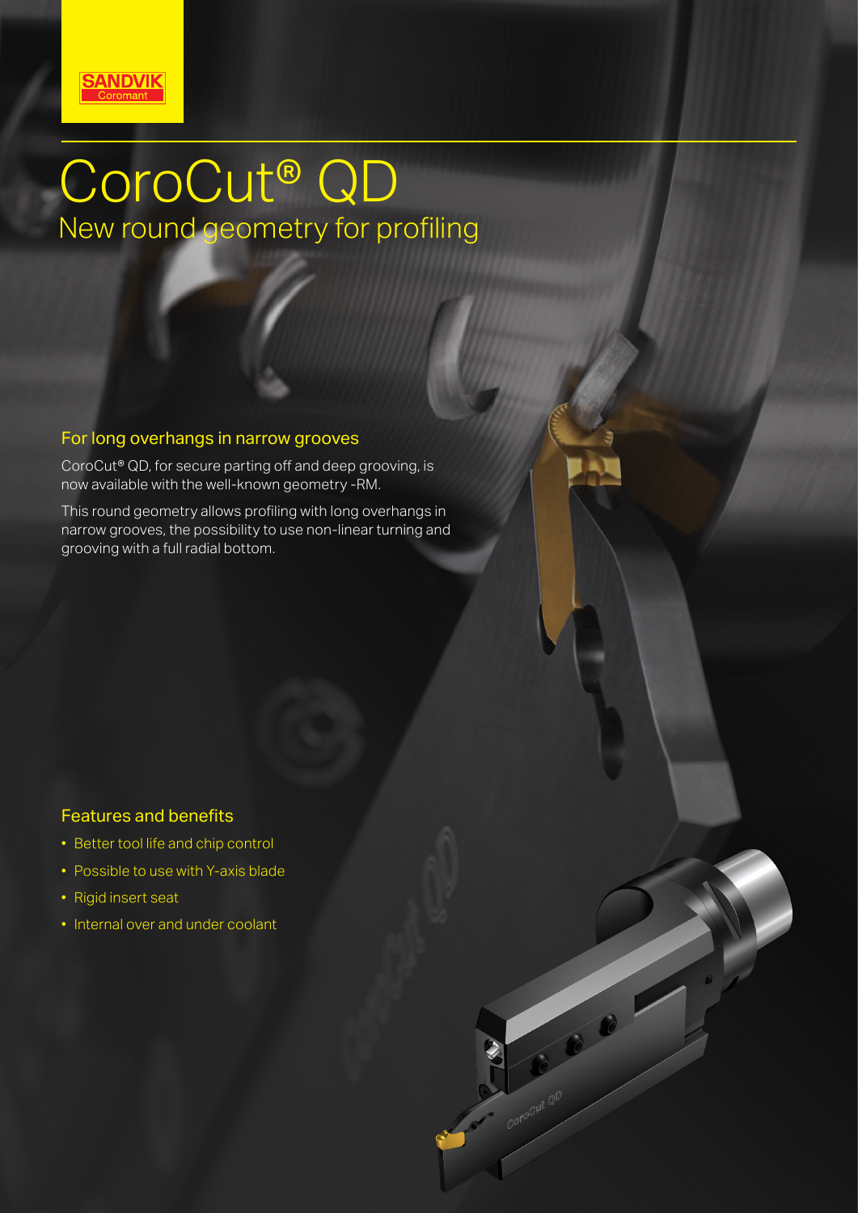# CoroCut® QD

## New round geometry for profiling

### For long overhangs in narrow grooves

CoroCut® QD, for secure parting off and deep grooving, is now available with the well-known geometry -RM.

This round geometry allows profiling with long overhangs in narrow grooves, the possibility to use non-linear turning and grooving with a full radial bottom.

### Features and benefits

- Better tool life and chip control
- Possible to use with Y-axis blade
- Rigid insert seat
- Internal over and under coolant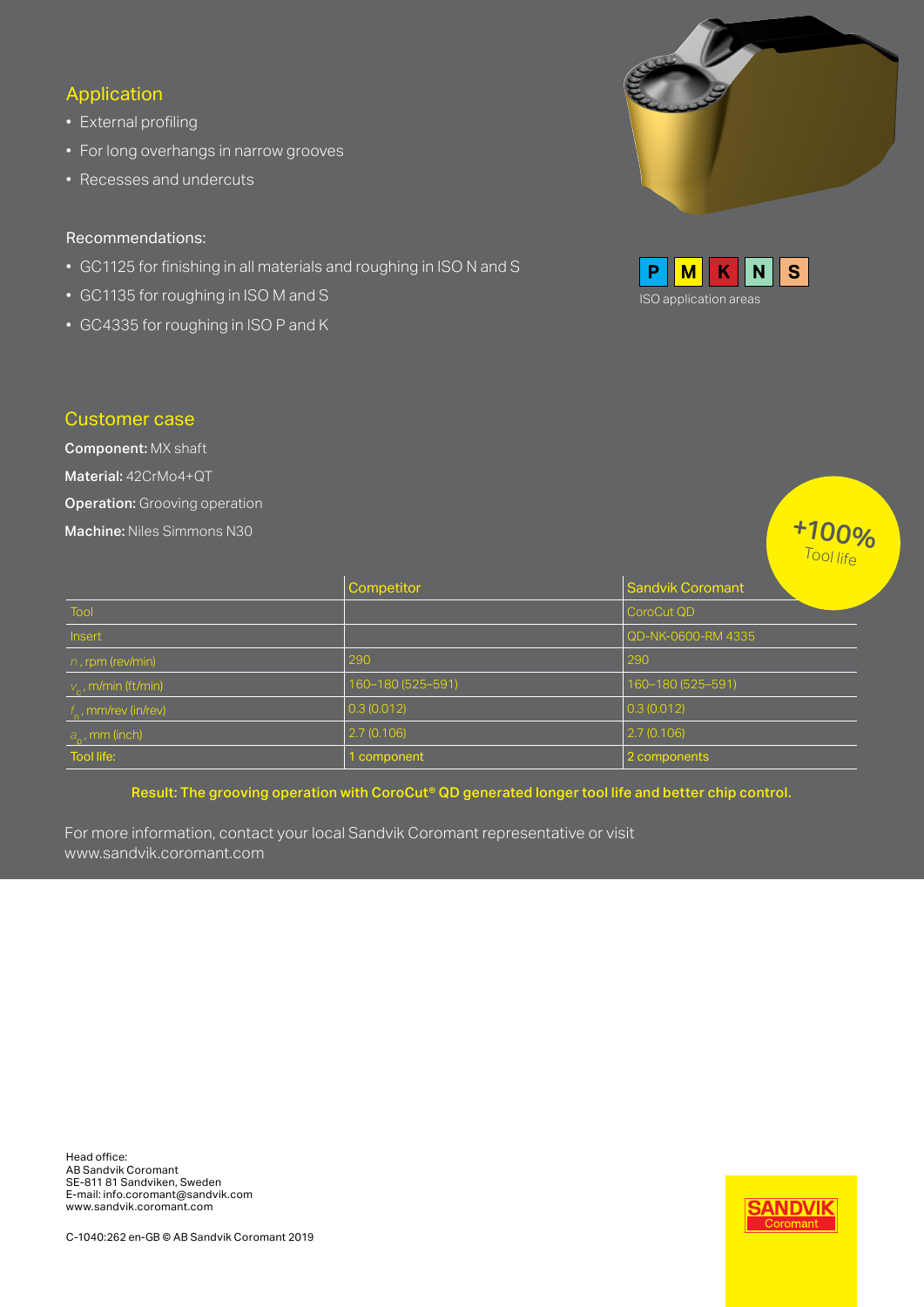## Application

- External profiling
- For long overhangs in narrow grooves
- Recesses and undercuts

Recommendations:

- GC1125 for finishing in all materials and roughing in ISO N and S
- GC1135 for roughing in ISO M and S
- GC4335 for roughing in ISO P and K

P M K N S

ISO application areas

## Customer case

**Component:** MX shaft

**Material:** 42CrMo4+QT

**Operation:** Grooving operation

**Machine:** Niles Simmons N30

+100% Tool life

| | Competitor | Sandvik Coromant |
|---|---|---|
| Tool | | CoroCut QD |
| Insert | | QD-NK-0600-RM 4335 |
| $n$, rpm (rev/min) | 290 | 290 |
| $v_c$, m/min (ft/min) | 160–180 (525–591) | 160–180 (525–591) |
| $f_n$, mm/rev (in/rev) | 0.3 (0.012) | 0.3 (0.012) |
| $a_p$, mm (inch) | 2.7 (0.106) | 2.7 (0.106) |
| Tool life: | 1 component | 2 components |

**Result: The grooving operation with CoroCut® QD generated longer tool life and better chip control.**

For more information, contact your local Sandvik Coromant representative or visit www.sandvik.coromant.com

Head office:
AB Sandvik Coromant
SE-811 81 Sandviken, Sweden
E-mail: info.coromant@sandvik.com
www.sandvik.coromant.com

C-1040:262 en-GB © AB Sandvik Coromant 2019

SANDVIK Coromant